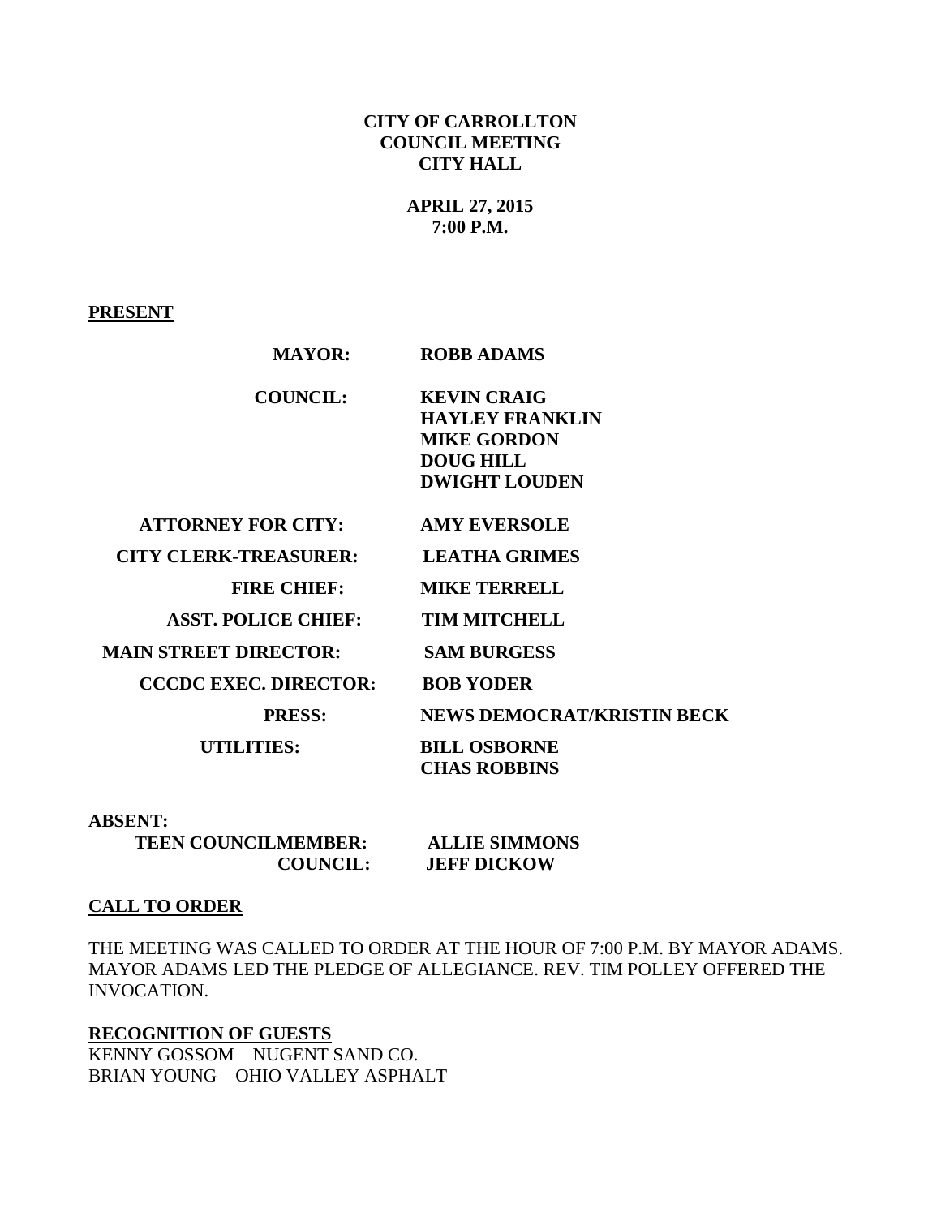**CITY OF CARROLLTON**
**COUNCIL MEETING**
**CITY HALL**

**APRIL 27, 2015**
**7:00 P.M.**

## PRESENT

| | |
|---|---|
| **MAYOR:** | **ROBB ADAMS** |
| **COUNCIL:** | **KEVIN CRAIG** |
| | **HAYLEY FRANKLIN** |
| | **MIKE GORDON** |
| | **DOUG HILL** |
| | **DWIGHT LOUDEN** |
| **ATTORNEY FOR CITY:** | **AMY EVERSOLE** |
| **CITY CLERK-TREASURER:** | **LEATHA GRIMES** |
| **FIRE CHIEF:** | **MIKE TERRELL** |
| **ASST. POLICE CHIEF:** | **TIM MITCHELL** |
| **MAIN STREET DIRECTOR:** | **SAM BURGESS** |
| **CCCDC EXEC. DIRECTOR:** | **BOB YODER** |
| **PRESS:** | **NEWS DEMOCRAT/KRISTIN BECK** |
| **UTILITIES:** | **BILL OSBORNE** |
| | **CHAS ROBBINS** |

**ABSENT:**

| | |
|---|---|
| **TEEN COUNCILMEMBER:** | **ALLIE SIMMONS** |
| **COUNCIL:** | **JEFF DICKOW** |

## CALL TO ORDER

THE MEETING WAS CALLED TO ORDER AT THE HOUR OF 7:00 P.M. BY MAYOR ADAMS. MAYOR ADAMS LED THE PLEDGE OF ALLEGIANCE. REV. TIM POLLEY OFFERED THE INVOCATION.

## RECOGNITION OF GUESTS

KENNY GOSSOM – NUGENT SAND CO.
BRIAN YOUNG – OHIO VALLEY ASPHALT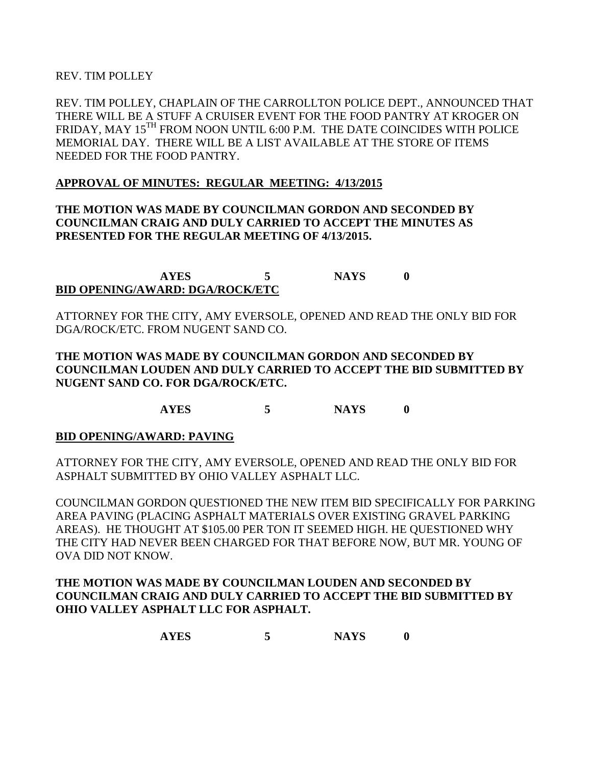REV. TIM POLLEY

REV. TIM POLLEY, CHAPLAIN OF THE CARROLLTON POLICE DEPT., ANNOUNCED THAT THERE WILL BE A STUFF A CRUISER EVENT FOR THE FOOD PANTRY AT KROGER ON FRIDAY, MAY 15TH FROM NOON UNTIL 6:00 P.M. THE DATE COINCIDES WITH POLICE MEMORIAL DAY. THERE WILL BE A LIST AVAILABLE AT THE STORE OF ITEMS NEEDED FOR THE FOOD PANTRY.

**APPROVAL OF MINUTES: REGULAR MEETING: 4/13/2015**

**THE MOTION WAS MADE BY COUNCILMAN GORDON AND SECONDED BY COUNCILMAN CRAIG AND DULY CARRIED TO ACCEPT THE MINUTES AS PRESENTED FOR THE REGULAR MEETING OF 4/13/2015.**

**AYES 5 NAYS 0**

**BID OPENING/AWARD: DGA/ROCK/ETC**

ATTORNEY FOR THE CITY, AMY EVERSOLE, OPENED AND READ THE ONLY BID FOR DGA/ROCK/ETC. FROM NUGENT SAND CO.

**THE MOTION WAS MADE BY COUNCILMAN GORDON AND SECONDED BY COUNCILMAN LOUDEN AND DULY CARRIED TO ACCEPT THE BID SUBMITTED BY NUGENT SAND CO. FOR DGA/ROCK/ETC.**

**AYES 5 NAYS 0**

**BID OPENING/AWARD: PAVING**

ATTORNEY FOR THE CITY, AMY EVERSOLE, OPENED AND READ THE ONLY BID FOR ASPHALT SUBMITTED BY OHIO VALLEY ASPHALT LLC.

COUNCILMAN GORDON QUESTIONED THE NEW ITEM BID SPECIFICALLY FOR PARKING AREA PAVING (PLACING ASPHALT MATERIALS OVER EXISTING GRAVEL PARKING AREAS). HE THOUGHT AT $105.00 PER TON IT SEEMED HIGH. HE QUESTIONED WHY THE CITY HAD NEVER BEEN CHARGED FOR THAT BEFORE NOW, BUT MR. YOUNG OF OVA DID NOT KNOW.

**THE MOTION WAS MADE BY COUNCILMAN LOUDEN AND SECONDED BY COUNCILMAN CRAIG AND DULY CARRIED TO ACCEPT THE BID SUBMITTED BY OHIO VALLEY ASPHALT LLC FOR ASPHALT.**

**AYES 5 NAYS 0**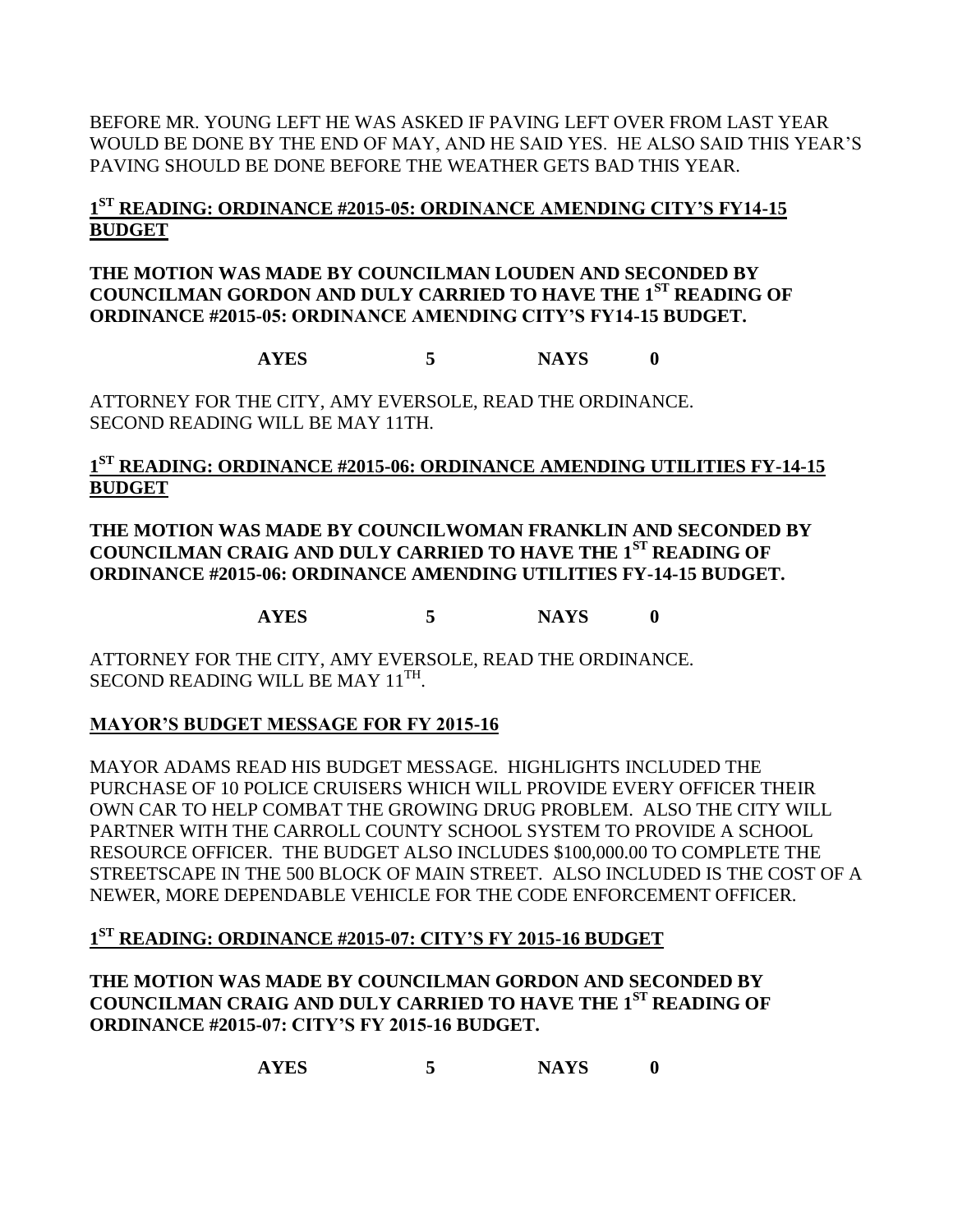BEFORE MR. YOUNG LEFT HE WAS ASKED IF PAVING LEFT OVER FROM LAST YEAR WOULD BE DONE BY THE END OF MAY, AND HE SAID YES. HE ALSO SAID THIS YEAR'S PAVING SHOULD BE DONE BEFORE THE WEATHER GETS BAD THIS YEAR.

**1ST READING: ORDINANCE #2015-05: ORDINANCE AMENDING CITY'S FY14-15 BUDGET**

**THE MOTION WAS MADE BY COUNCILMAN LOUDEN AND SECONDED BY COUNCILMAN GORDON AND DULY CARRIED TO HAVE THE 1ST READING OF ORDINANCE #2015-05: ORDINANCE AMENDING CITY'S FY14-15 BUDGET.**

**AYES 5 NAYS 0**

ATTORNEY FOR THE CITY, AMY EVERSOLE, READ THE ORDINANCE.
SECOND READING WILL BE MAY 11TH.

**1ST READING: ORDINANCE #2015-06: ORDINANCE AMENDING UTILITIES FY-14-15 BUDGET**

**THE MOTION WAS MADE BY COUNCILWOMAN FRANKLIN AND SECONDED BY COUNCILMAN CRAIG AND DULY CARRIED TO HAVE THE 1ST READING OF ORDINANCE #2015-06: ORDINANCE AMENDING UTILITIES FY-14-15 BUDGET.**

**AYES 5 NAYS 0**

ATTORNEY FOR THE CITY, AMY EVERSOLE, READ THE ORDINANCE.
SECOND READING WILL BE MAY 11TH.

**MAYOR'S BUDGET MESSAGE FOR FY 2015-16**

MAYOR ADAMS READ HIS BUDGET MESSAGE. HIGHLIGHTS INCLUDED THE PURCHASE OF 10 POLICE CRUISERS WHICH WILL PROVIDE EVERY OFFICER THEIR OWN CAR TO HELP COMBAT THE GROWING DRUG PROBLEM. ALSO THE CITY WILL PARTNER WITH THE CARROLL COUNTY SCHOOL SYSTEM TO PROVIDE A SCHOOL RESOURCE OFFICER. THE BUDGET ALSO INCLUDES $100,000.00 TO COMPLETE THE STREETSCAPE IN THE 500 BLOCK OF MAIN STREET. ALSO INCLUDED IS THE COST OF A NEWER, MORE DEPENDABLE VEHICLE FOR THE CODE ENFORCEMENT OFFICER.

**1ST READING: ORDINANCE #2015-07: CITY'S FY 2015-16 BUDGET**

**THE MOTION WAS MADE BY COUNCILMAN GORDON AND SECONDED BY COUNCILMAN CRAIG AND DULY CARRIED TO HAVE THE 1ST READING OF ORDINANCE #2015-07: CITY'S FY 2015-16 BUDGET.**

**AYES 5 NAYS 0**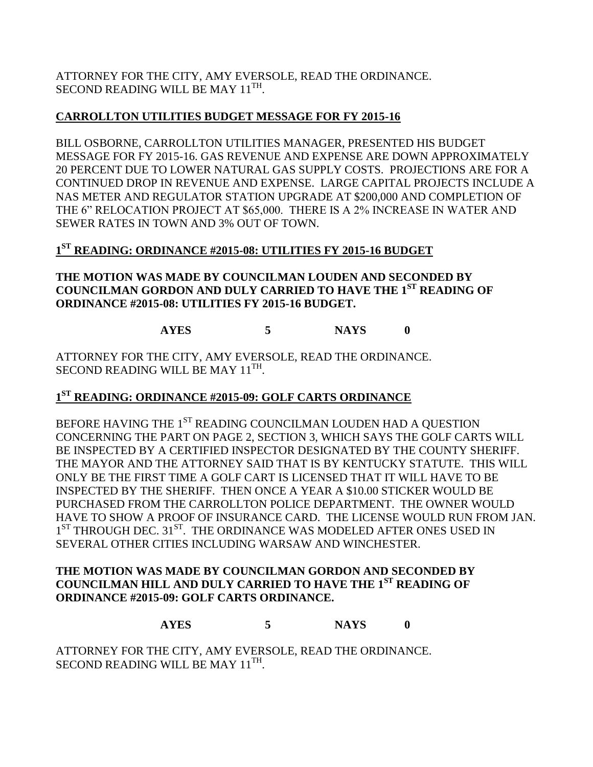ATTORNEY FOR THE CITY, AMY EVERSOLE, READ THE ORDINANCE. SECOND READING WILL BE MAY 11TH.

**CARROLLTON UTILITIES BUDGET MESSAGE FOR FY 2015-16**

BILL OSBORNE, CARROLLTON UTILITIES MANAGER, PRESENTED HIS BUDGET MESSAGE FOR FY 2015-16. GAS REVENUE AND EXPENSE ARE DOWN APPROXIMATELY 20 PERCENT DUE TO LOWER NATURAL GAS SUPPLY COSTS. PROJECTIONS ARE FOR A CONTINUED DROP IN REVENUE AND EXPENSE. LARGE CAPITAL PROJECTS INCLUDE A NAS METER AND REGULATOR STATION UPGRADE AT $200,000 AND COMPLETION OF THE 6" RELOCATION PROJECT AT $65,000. THERE IS A 2% INCREASE IN WATER AND SEWER RATES IN TOWN AND 3% OUT OF TOWN.

**1ST READING: ORDINANCE #2015-08: UTILITIES FY 2015-16 BUDGET**

**THE MOTION WAS MADE BY COUNCILMAN LOUDEN AND SECONDED BY COUNCILMAN GORDON AND DULY CARRIED TO HAVE THE 1ST READING OF ORDINANCE #2015-08: UTILITIES FY 2015-16 BUDGET.**

**AYES 5 NAYS 0**

ATTORNEY FOR THE CITY, AMY EVERSOLE, READ THE ORDINANCE. SECOND READING WILL BE MAY 11TH.

**1ST READING: ORDINANCE #2015-09: GOLF CARTS ORDINANCE**

BEFORE HAVING THE 1ST READING COUNCILMAN LOUDEN HAD A QUESTION CONCERNING THE PART ON PAGE 2, SECTION 3, WHICH SAYS THE GOLF CARTS WILL BE INSPECTED BY A CERTIFIED INSPECTOR DESIGNATED BY THE COUNTY SHERIFF. THE MAYOR AND THE ATTORNEY SAID THAT IS BY KENTUCKY STATUTE. THIS WILL ONLY BE THE FIRST TIME A GOLF CART IS LICENSED THAT IT WILL HAVE TO BE INSPECTED BY THE SHERIFF. THEN ONCE A YEAR A $10.00 STICKER WOULD BE PURCHASED FROM THE CARROLLTON POLICE DEPARTMENT. THE OWNER WOULD HAVE TO SHOW A PROOF OF INSURANCE CARD. THE LICENSE WOULD RUN FROM JAN. 1ST THROUGH DEC. 31ST. THE ORDINANCE WAS MODELED AFTER ONES USED IN SEVERAL OTHER CITIES INCLUDING WARSAW AND WINCHESTER.

**THE MOTION WAS MADE BY COUNCILMAN GORDON AND SECONDED BY COUNCILMAN HILL AND DULY CARRIED TO HAVE THE 1ST READING OF ORDINANCE #2015-09: GOLF CARTS ORDINANCE.**

**AYES 5 NAYS 0**

ATTORNEY FOR THE CITY, AMY EVERSOLE, READ THE ORDINANCE. SECOND READING WILL BE MAY 11TH.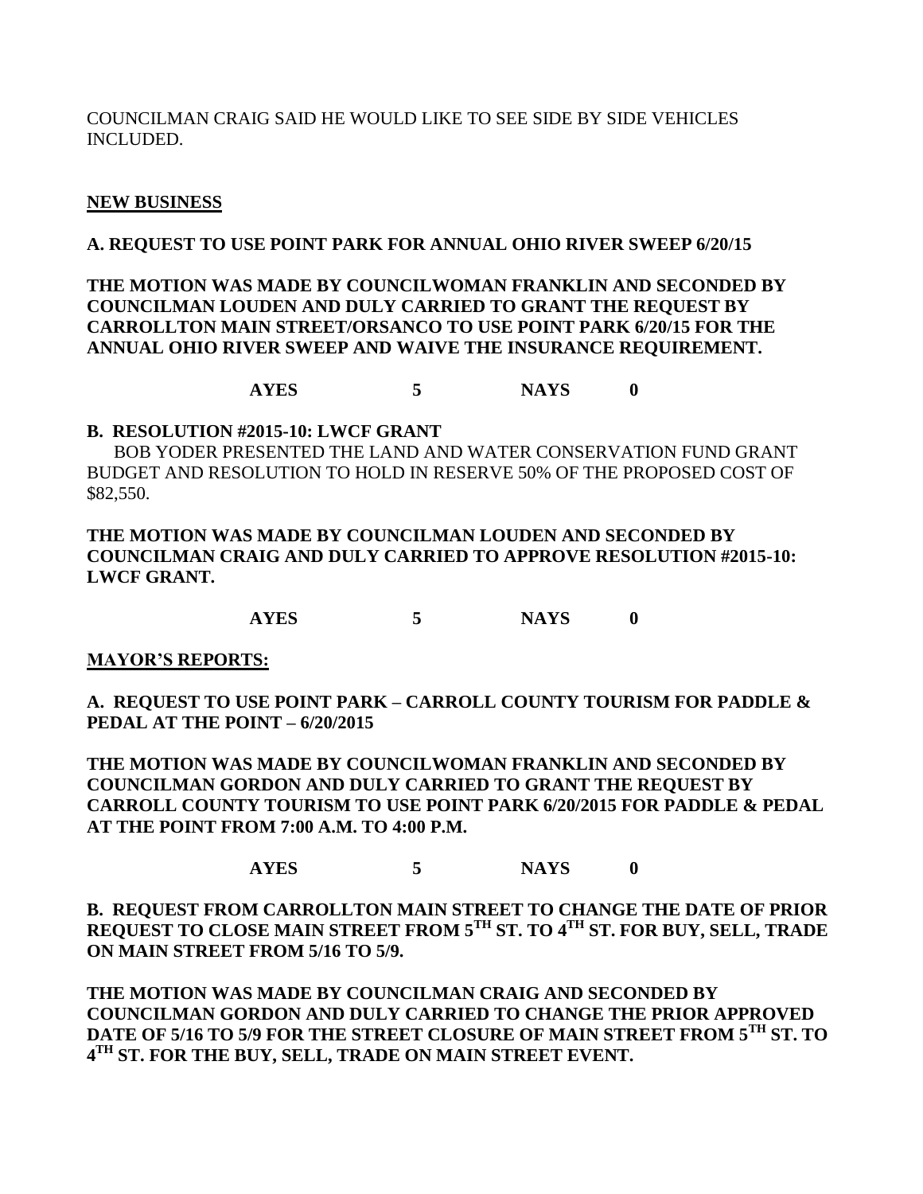COUNCILMAN CRAIG SAID HE WOULD LIKE TO SEE SIDE BY SIDE VEHICLES INCLUDED.

**NEW BUSINESS**

**A. REQUEST TO USE POINT PARK FOR ANNUAL OHIO RIVER SWEEP 6/20/15**

**THE MOTION WAS MADE BY COUNCILWOMAN FRANKLIN AND SECONDED BY COUNCILMAN LOUDEN AND DULY CARRIED TO GRANT THE REQUEST BY CARROLLTON MAIN STREET/ORSANCO TO USE POINT PARK 6/20/15 FOR THE ANNUAL OHIO RIVER SWEEP AND WAIVE THE INSURANCE REQUIREMENT.**

**AYES 5 NAYS 0**

**B. RESOLUTION #2015-10: LWCF GRANT**

BOB YODER PRESENTED THE LAND AND WATER CONSERVATION FUND GRANT BUDGET AND RESOLUTION TO HOLD IN RESERVE 50% OF THE PROPOSED COST OF $82,550.

**THE MOTION WAS MADE BY COUNCILMAN LOUDEN AND SECONDED BY COUNCILMAN CRAIG AND DULY CARRIED TO APPROVE RESOLUTION #2015-10: LWCF GRANT.**

**AYES 5 NAYS 0**

**MAYOR'S REPORTS:**

**A. REQUEST TO USE POINT PARK – CARROLL COUNTY TOURISM FOR PADDLE & PEDAL AT THE POINT – 6/20/2015**

**THE MOTION WAS MADE BY COUNCILWOMAN FRANKLIN AND SECONDED BY COUNCILMAN GORDON AND DULY CARRIED TO GRANT THE REQUEST BY CARROLL COUNTY TOURISM TO USE POINT PARK 6/20/2015 FOR PADDLE & PEDAL AT THE POINT FROM 7:00 A.M. TO 4:00 P.M.**

**AYES 5 NAYS 0**

**B. REQUEST FROM CARROLLTON MAIN STREET TO CHANGE THE DATE OF PRIOR REQUEST TO CLOSE MAIN STREET FROM 5TH ST. TO 4TH ST. FOR BUY, SELL, TRADE ON MAIN STREET FROM 5/16 TO 5/9.**

**THE MOTION WAS MADE BY COUNCILMAN CRAIG AND SECONDED BY COUNCILMAN GORDON AND DULY CARRIED TO CHANGE THE PRIOR APPROVED DATE OF 5/16 TO 5/9 FOR THE STREET CLOSURE OF MAIN STREET FROM 5TH ST. TO 4TH ST. FOR THE BUY, SELL, TRADE ON MAIN STREET EVENT.**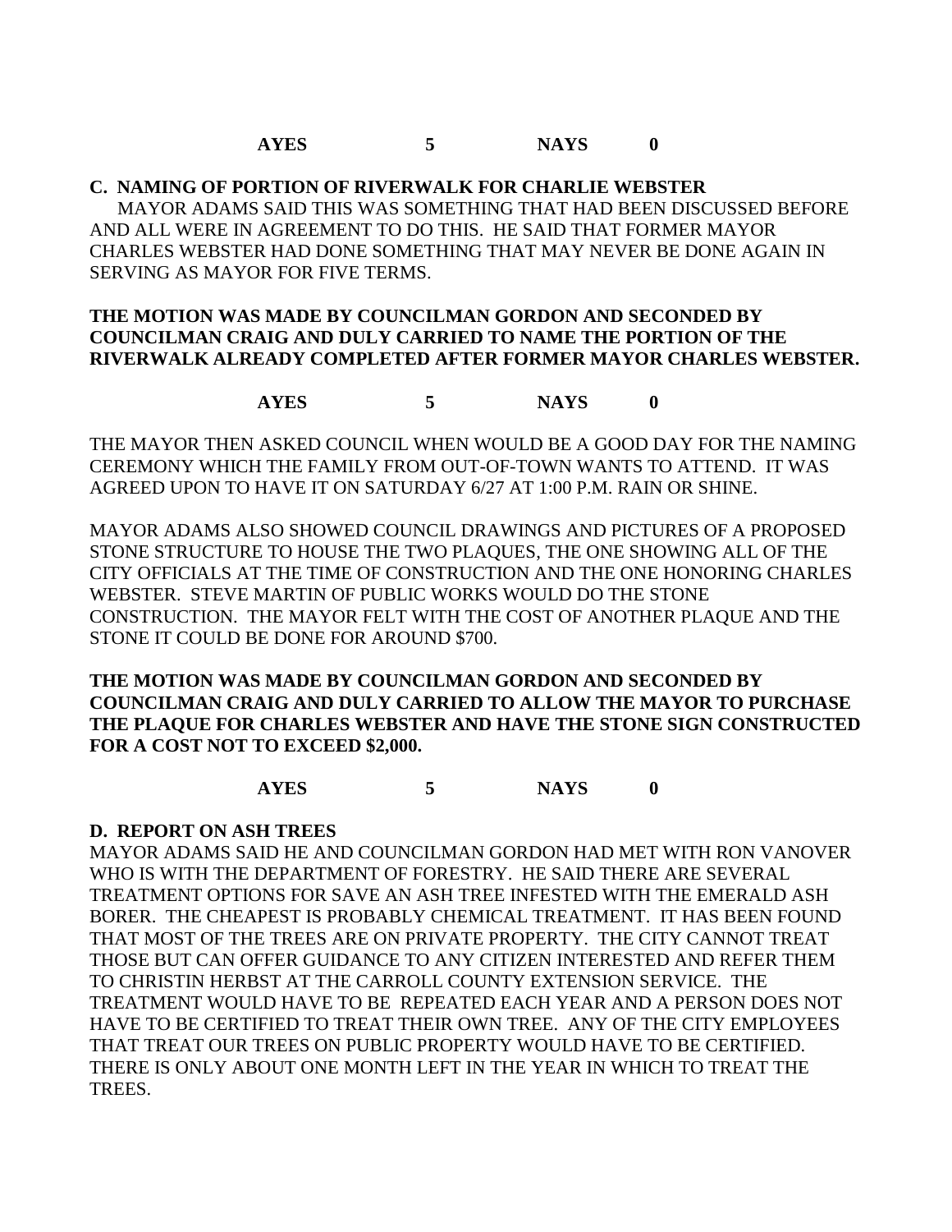**AYES 5 NAYS 0**

**C. NAMING OF PORTION OF RIVERWALK FOR CHARLIE WEBSTER**

MAYOR ADAMS SAID THIS WAS SOMETHING THAT HAD BEEN DISCUSSED BEFORE AND ALL WERE IN AGREEMENT TO DO THIS. HE SAID THAT FORMER MAYOR CHARLES WEBSTER HAD DONE SOMETHING THAT MAY NEVER BE DONE AGAIN IN SERVING AS MAYOR FOR FIVE TERMS.

**THE MOTION WAS MADE BY COUNCILMAN GORDON AND SECONDED BY COUNCILMAN CRAIG AND DULY CARRIED TO NAME THE PORTION OF THE RIVERWALK ALREADY COMPLETED AFTER FORMER MAYOR CHARLES WEBSTER.**

**AYES 5 NAYS 0**

THE MAYOR THEN ASKED COUNCIL WHEN WOULD BE A GOOD DAY FOR THE NAMING CEREMONY WHICH THE FAMILY FROM OUT-OF-TOWN WANTS TO ATTEND. IT WAS AGREED UPON TO HAVE IT ON SATURDAY 6/27 AT 1:00 P.M. RAIN OR SHINE.

MAYOR ADAMS ALSO SHOWED COUNCIL DRAWINGS AND PICTURES OF A PROPOSED STONE STRUCTURE TO HOUSE THE TWO PLAQUES, THE ONE SHOWING ALL OF THE CITY OFFICIALS AT THE TIME OF CONSTRUCTION AND THE ONE HONORING CHARLES WEBSTER. STEVE MARTIN OF PUBLIC WORKS WOULD DO THE STONE CONSTRUCTION. THE MAYOR FELT WITH THE COST OF ANOTHER PLAQUE AND THE STONE IT COULD BE DONE FOR AROUND $700.

**THE MOTION WAS MADE BY COUNCILMAN GORDON AND SECONDED BY COUNCILMAN CRAIG AND DULY CARRIED TO ALLOW THE MAYOR TO PURCHASE THE PLAQUE FOR CHARLES WEBSTER AND HAVE THE STONE SIGN CONSTRUCTED FOR A COST NOT TO EXCEED $2,000.**

**AYES 5 NAYS 0**

**D. REPORT ON ASH TREES**

MAYOR ADAMS SAID HE AND COUNCILMAN GORDON HAD MET WITH RON VANOVER WHO IS WITH THE DEPARTMENT OF FORESTRY. HE SAID THERE ARE SEVERAL TREATMENT OPTIONS FOR SAVE AN ASH TREE INFESTED WITH THE EMERALD ASH BORER. THE CHEAPEST IS PROBABLY CHEMICAL TREATMENT. IT HAS BEEN FOUND THAT MOST OF THE TREES ARE ON PRIVATE PROPERTY. THE CITY CANNOT TREAT THOSE BUT CAN OFFER GUIDANCE TO ANY CITIZEN INTERESTED AND REFER THEM TO CHRISTIN HERBST AT THE CARROLL COUNTY EXTENSION SERVICE. THE TREATMENT WOULD HAVE TO BE REPEATED EACH YEAR AND A PERSON DOES NOT HAVE TO BE CERTIFIED TO TREAT THEIR OWN TREE. ANY OF THE CITY EMPLOYEES THAT TREAT OUR TREES ON PUBLIC PROPERTY WOULD HAVE TO BE CERTIFIED. THERE IS ONLY ABOUT ONE MONTH LEFT IN THE YEAR IN WHICH TO TREAT THE TREES.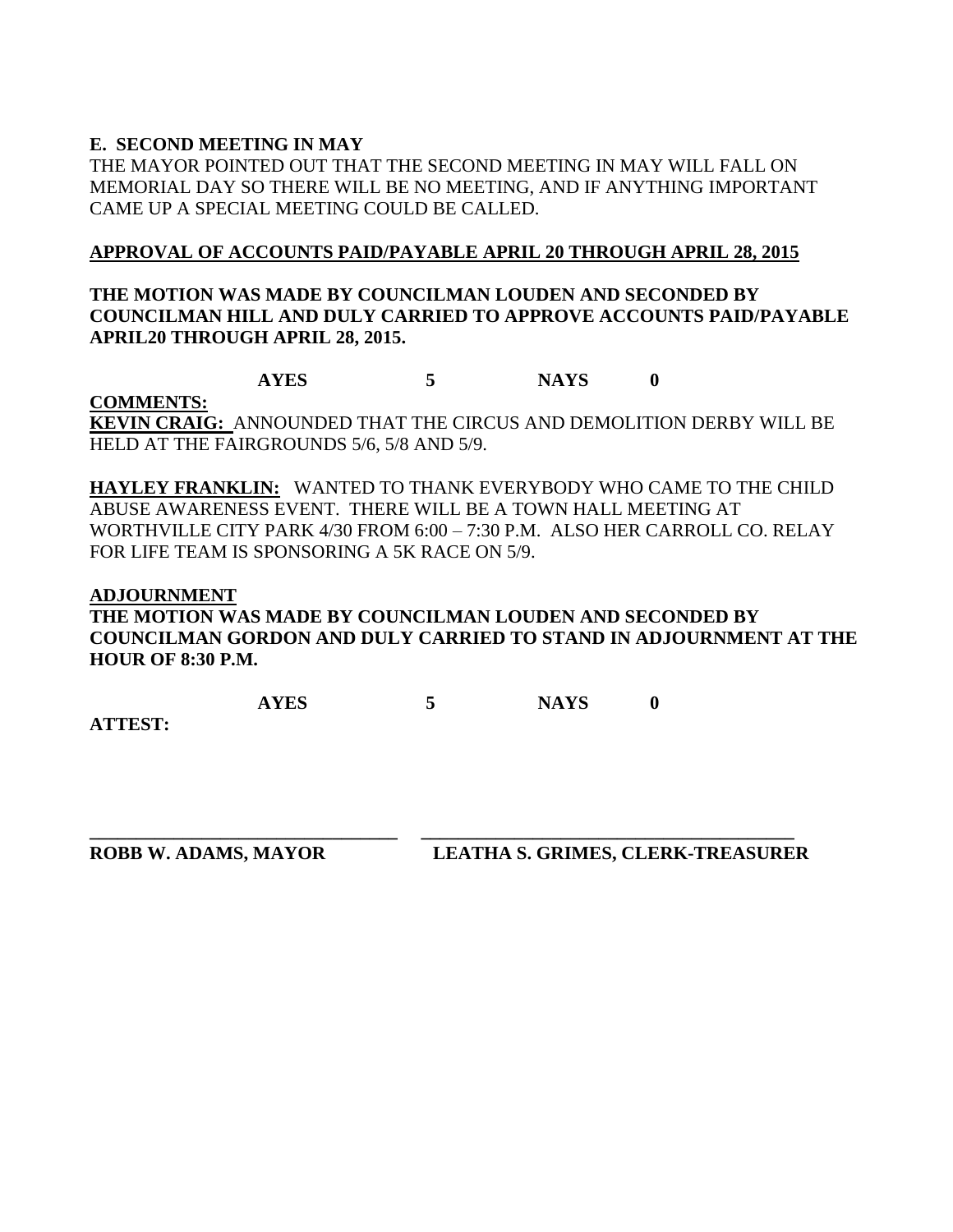**E. SECOND MEETING IN MAY**

THE MAYOR POINTED OUT THAT THE SECOND MEETING IN MAY WILL FALL ON MEMORIAL DAY SO THERE WILL BE NO MEETING, AND IF ANYTHING IMPORTANT CAME UP A SPECIAL MEETING COULD BE CALLED.

**APPROVAL OF ACCOUNTS PAID/PAYABLE APRIL 20 THROUGH APRIL 28, 2015**

**THE MOTION WAS MADE BY COUNCILMAN LOUDEN AND SECONDED BY COUNCILMAN HILL AND DULY CARRIED TO APPROVE ACCOUNTS PAID/PAYABLE APRIL20 THROUGH APRIL 28, 2015.**

**AYES 5 NAYS 0**

**COMMENTS:**

**KEVIN CRAIG:** ANNOUNDED THAT THE CIRCUS AND DEMOLITION DERBY WILL BE HELD AT THE FAIRGROUNDS 5/6, 5/8 AND 5/9.

**HAYLEY FRANKLIN:** WANTED TO THANK EVERYBODY WHO CAME TO THE CHILD ABUSE AWARENESS EVENT. THERE WILL BE A TOWN HALL MEETING AT WORTHVILLE CITY PARK 4/30 FROM 6:00 – 7:30 P.M. ALSO HER CARROLL CO. RELAY FOR LIFE TEAM IS SPONSORING A 5K RACE ON 5/9.

**ADJOURNMENT**

**THE MOTION WAS MADE BY COUNCILMAN LOUDEN AND SECONDED BY COUNCILMAN GORDON AND DULY CARRIED TO STAND IN ADJOURNMENT AT THE HOUR OF 8:30 P.M.**

**AYES 5 NAYS 0**

**ATTEST:**

**\_\_\_\_\_\_\_\_\_\_\_\_\_\_\_\_\_\_\_\_\_\_\_\_\_\_\_\_\_\_ \_\_\_\_\_\_\_\_\_\_\_\_\_\_\_\_\_\_\_\_\_\_\_\_\_\_\_\_\_\_\_\_\_\_\_\_**

**ROBB W. ADAMS, MAYOR LEATHA S. GRIMES, CLERK-TREASURER**